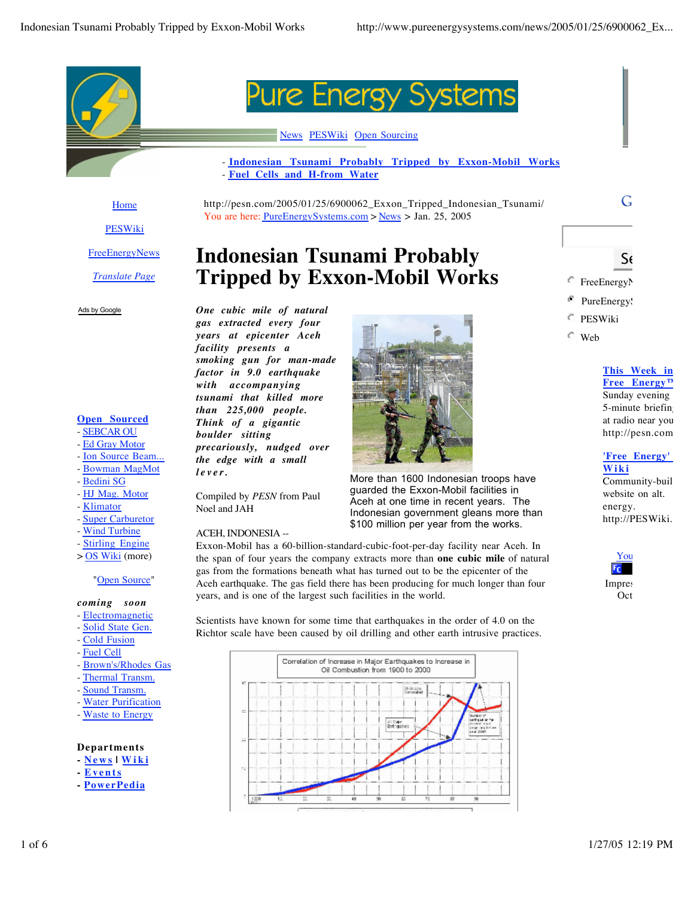# Pure Energy Systems

News PESWiki Open Sourcing

- Indonesian Tsunami Probably Tripped by Exxon-Mobil Works
- Fuel Cells and H-from Water

Home

PESWiki

FreeEnergyNews

*Translate Page*

Ads by Google

**Open Sourced**
- SEBCAR OU
- Ed Gray Motor
- Ion Source Beam...
- Bowman MagMot
- Bedini SG
- HJ Mag. Motor
- Klimator
- Super Carburetor
- Wind Turbine
- Stirling Engine

> OS Wiki (more)

"Open Source"

***coming soon***
- Electromagnetic
- Solid State Gen.
- Cold Fusion
- Fuel Cell
- Brown's/Rhodes Gas
- Thermal Transm.
- Sound Transm.
- Water Purification
- Waste to Energy

**Departments**
- **News** | **Wiki**
- **Events**
- **PowerPedia**

http://pesn.com/2005/01/25/6900062_Exxon_Tripped_Indonesian_Tsunami/

You are here: PureEnergySystems.com > News > Jan. 25, 2005

# Indonesian Tsunami Probably Tripped by Exxon-Mobil Works

***One cubic mile of natural gas extracted every four years at epicenter Aceh facility presents a smoking gun for man-made factor in 9.0 earthquake with accompanying tsunami that killed more than 225,000 people. Think of a gigantic boulder sitting precariously, nudged over the edge with a small lever.***

Compiled by *PESN* from Paul Noel and JAH

More than 1600 Indonesian troops have guarded the Exxon-Mobil facilities in Aceh at one time in recent years. The Indonesian government gleans more than $100 million per year from the works.

ACEH, INDONESIA -- Exxon-Mobil has a 60-billion-standard-cubic-foot-per-day facility near Aceh. In the span of four years the company extracts more than **one cubic mile** of natural gas from the formations beneath what has turned out to be the epicenter of the Aceh earthquake. The gas field there has been producing for much longer than four years, and is one of the largest such facilities in the world.

Scientists have known for some time that earthquakes in the order of 4.0 on the Richtor scale have been caused by oil drilling and other earth intrusive practices.

Correlation of Increase in Major Earthquakes to Increase in Oil Combustion from 1900 to 2000

G

Se

FreeEnergyN

PureEnergyS

PESWiki

Web

**This Week in Free Energy™**
Sunday evening 5-minute briefin at radio near you http://pesn.com

**'Free Energy' Wiki**
Community-buil website on alt. energy. http://PESWiki.

You

Impres Oct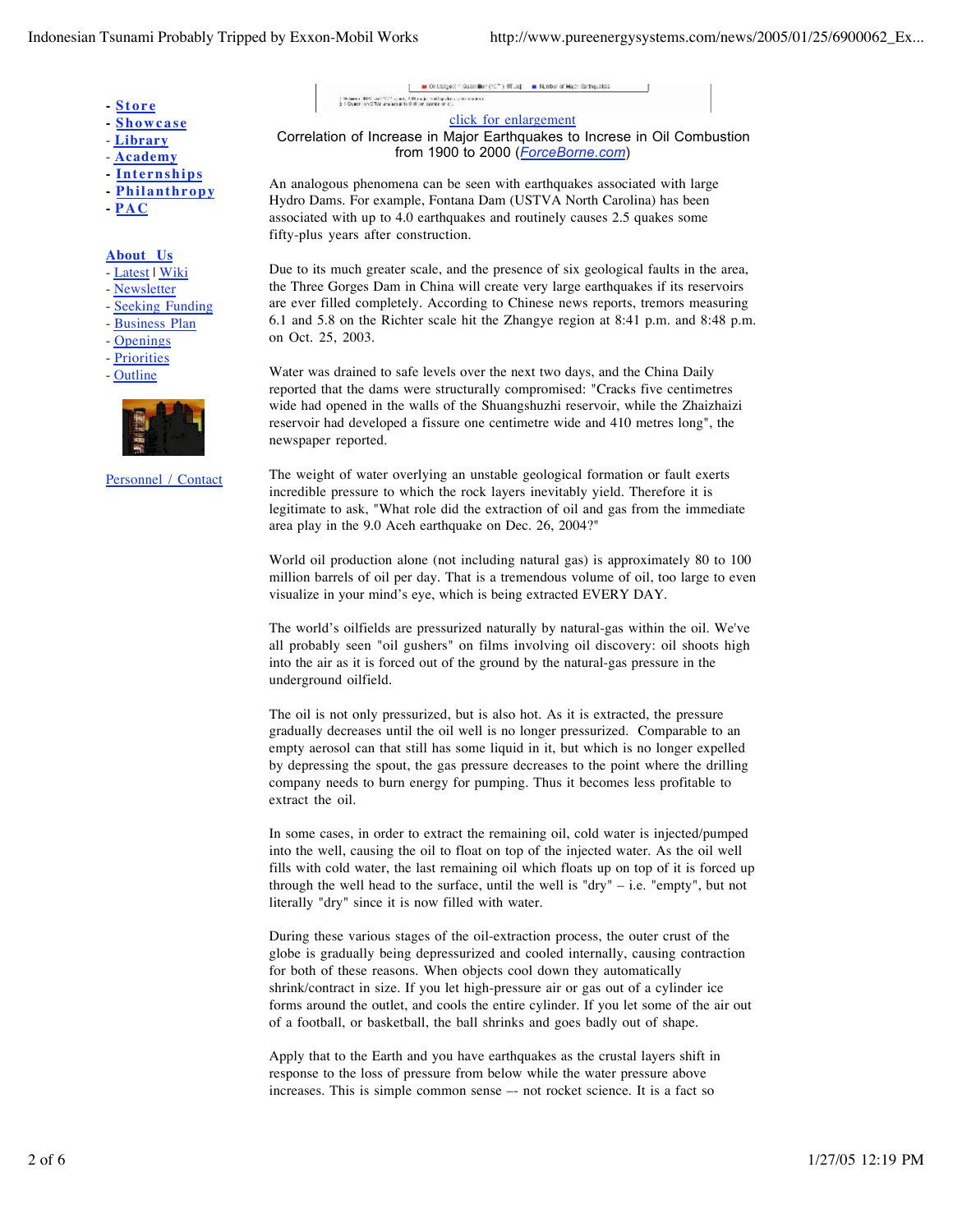- Store
- Showcase
- Library
- Academy
- Internships
- Philanthropy
- PAC

About Us
- Latest | Wiki
- Newsletter
- Seeking Funding
- Business Plan
- Openings
- Priorities
- Outline

Personnel / Contact

click for enlargement

Correlation of Increase in Major Earthquakes to Increse in Oil Combustion from 1900 to 2000 (*ForceBorne.com*)

An analogous phenomena can be seen with earthquakes associated with large Hydro Dams. For example, Fontana Dam (USTVA North Carolina) has been associated with up to 4.0 earthquakes and routinely causes 2.5 quakes some fifty-plus years after construction.

Due to its much greater scale, and the presence of six geological faults in the area, the Three Gorges Dam in China will create very large earthquakes if its reservoirs are ever filled completely. According to Chinese news reports, tremors measuring 6.1 and 5.8 on the Richter scale hit the Zhangye region at 8:41 p.m. and 8:48 p.m. on Oct. 25, 2003.

Water was drained to safe levels over the next two days, and the China Daily reported that the dams were structurally compromised: "Cracks five centimetres wide had opened in the walls of the Shuangshuzhi reservoir, while the Zhaizhaizi reservoir had developed a fissure one centimetre wide and 410 metres long", the newspaper reported.

The weight of water overlying an unstable geological formation or fault exerts incredible pressure to which the rock layers inevitably yield. Therefore it is legitimate to ask, "What role did the extraction of oil and gas from the immediate area play in the 9.0 Aceh earthquake on Dec. 26, 2004?"

World oil production alone (not including natural gas) is approximately 80 to 100 million barrels of oil per day. That is a tremendous volume of oil, too large to even visualize in your mind's eye, which is being extracted EVERY DAY.

The world's oilfields are pressurized naturally by natural-gas within the oil. We've all probably seen "oil gushers" on films involving oil discovery: oil shoots high into the air as it is forced out of the ground by the natural-gas pressure in the underground oilfield.

The oil is not only pressurized, but is also hot. As it is extracted, the pressure gradually decreases until the oil well is no longer pressurized. Comparable to an empty aerosol can that still has some liquid in it, but which is no longer expelled by depressing the spout, the gas pressure decreases to the point where the drilling company needs to burn energy for pumping. Thus it becomes less profitable to extract the oil.

In some cases, in order to extract the remaining oil, cold water is injected/pumped into the well, causing the oil to float on top of the injected water. As the oil well fills with cold water, the last remaining oil which floats up on top of it is forced up through the well head to the surface, until the well is "dry" – i.e. "empty", but not literally "dry" since it is now filled with water.

During these various stages of the oil-extraction process, the outer crust of the globe is gradually being depressurized and cooled internally, causing contraction for both of these reasons. When objects cool down they automatically shrink/contract in size. If you let high-pressure air or gas out of a cylinder ice forms around the outlet, and cools the entire cylinder. If you let some of the air out of a football, or basketball, the ball shrinks and goes badly out of shape.

Apply that to the Earth and you have earthquakes as the crustal layers shift in response to the loss of pressure from below while the water pressure above increases. This is simple common sense –- not rocket science. It is a fact so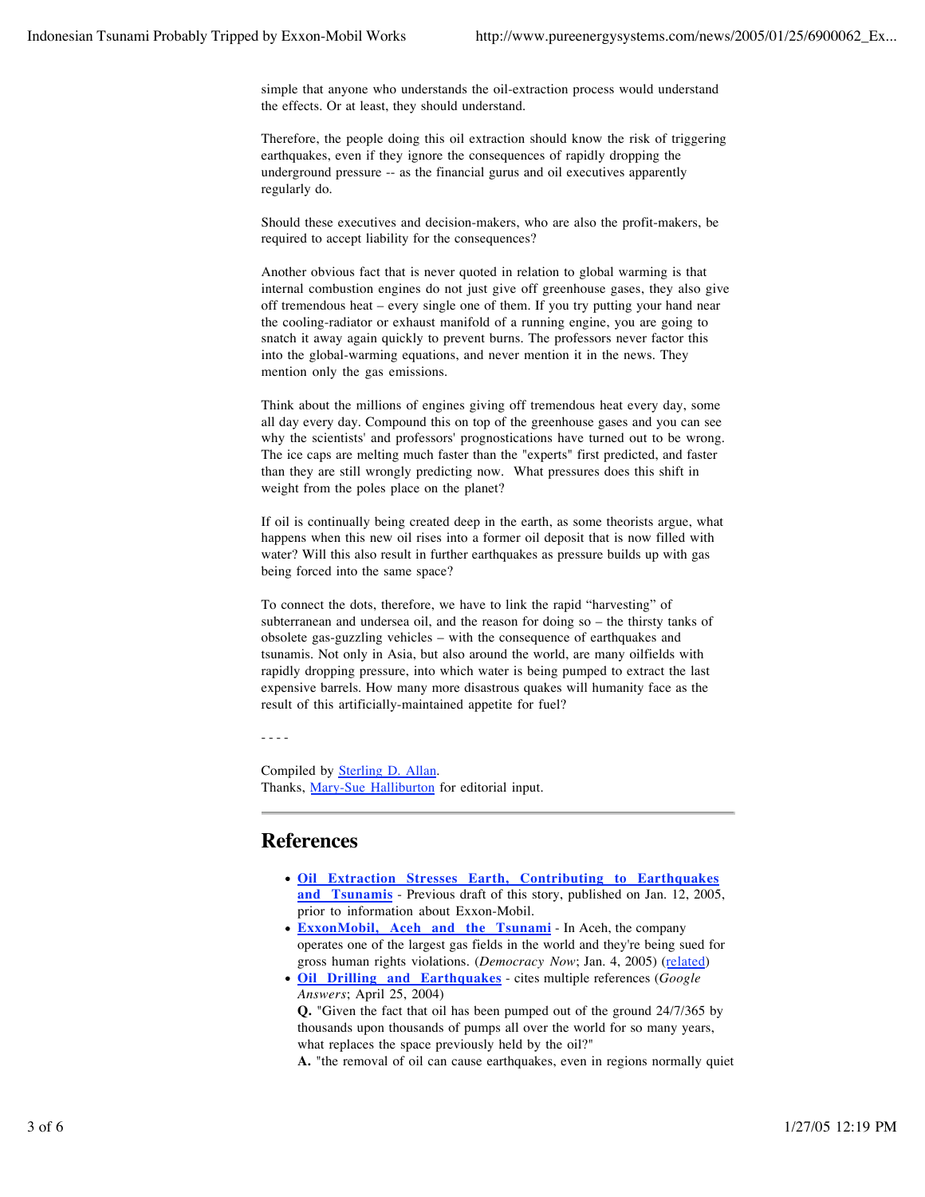simple that anyone who understands the oil-extraction process would understand the effects. Or at least, they should understand.

Therefore, the people doing this oil extraction should know the risk of triggering earthquakes, even if they ignore the consequences of rapidly dropping the underground pressure -- as the financial gurus and oil executives apparently regularly do.

Should these executives and decision-makers, who are also the profit-makers, be required to accept liability for the consequences?

Another obvious fact that is never quoted in relation to global warming is that internal combustion engines do not just give off greenhouse gases, they also give off tremendous heat – every single one of them. If you try putting your hand near the cooling-radiator or exhaust manifold of a running engine, you are going to snatch it away again quickly to prevent burns. The professors never factor this into the global-warming equations, and never mention it in the news. They mention only the gas emissions.

Think about the millions of engines giving off tremendous heat every day, some all day every day. Compound this on top of the greenhouse gases and you can see why the scientists' and professors' prognostications have turned out to be wrong. The ice caps are melting much faster than the "experts" first predicted, and faster than they are still wrongly predicting now. What pressures does this shift in weight from the poles place on the planet?

If oil is continually being created deep in the earth, as some theorists argue, what happens when this new oil rises into a former oil deposit that is now filled with water? Will this also result in further earthquakes as pressure builds up with gas being forced into the same space?

To connect the dots, therefore, we have to link the rapid "harvesting" of subterranean and undersea oil, and the reason for doing so – the thirsty tanks of obsolete gas-guzzling vehicles – with the consequence of earthquakes and tsunamis. Not only in Asia, but also around the world, are many oilfields with rapidly dropping pressure, into which water is being pumped to extract the last expensive barrels. How many more disastrous quakes will humanity face as the result of this artificially-maintained appetite for fuel?

- - - -

Compiled by Sterling D. Allan.
Thanks, Mary-Sue Halliburton for editorial input.

---

## References

- **Oil Extraction Stresses Earth, Contributing to Earthquakes and Tsunamis** - Previous draft of this story, published on Jan. 12, 2005, prior to information about Exxon-Mobil.
- **ExxonMobil, Aceh and the Tsunami** - In Aceh, the company operates one of the largest gas fields in the world and they're being sued for gross human rights violations. (*Democracy Now*; Jan. 4, 2005) (related)
- **Oil Drilling and Earthquakes** - cites multiple references (*Google Answers*; April 25, 2004)
  **Q.** "Given the fact that oil has been pumped out of the ground 24/7/365 by thousands upon thousands of pumps all over the world for so many years, what replaces the space previously held by the oil?"
  **A.** "the removal of oil can cause earthquakes, even in regions normally quiet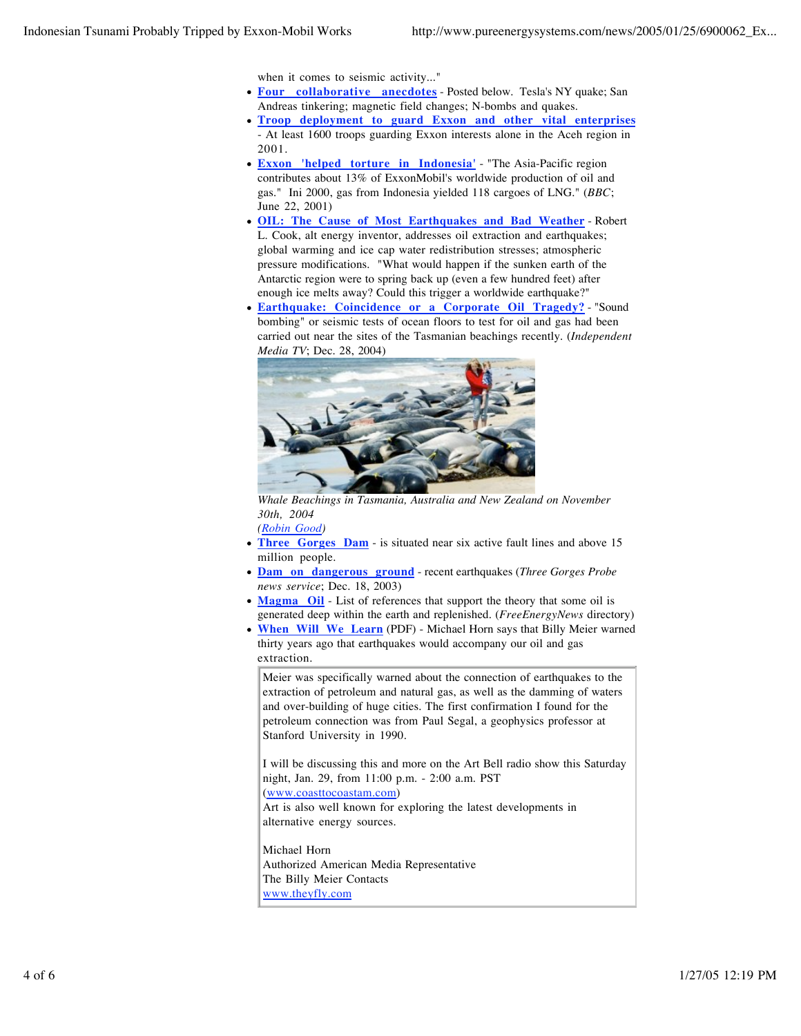when it comes to seismic activity..."

- **Four collaborative anecdotes** - Posted below. Tesla's NY quake; San Andreas tinkering; magnetic field changes; N-bombs and quakes.
- **Troop deployment to guard Exxon and other vital enterprises** - At least 1600 troops guarding Exxon interests alone in the Aceh region in 2001.
- **Exxon 'helped torture in Indonesia'** - "The Asia-Pacific region contributes about 13% of ExxonMobil's worldwide production of oil and gas." Ini 2000, gas from Indonesia yielded 118 cargoes of LNG." (*BBC*; June 22, 2001)
- **OIL: The Cause of Most Earthquakes and Bad Weather** - Robert L. Cook, alt energy inventor, addresses oil extraction and earthquakes; global warming and ice cap water redistribution stresses; atmospheric pressure modifications. "What would happen if the sunken earth of the Antarctic region were to spring back up (even a few hundred feet) after enough ice melts away? Could this trigger a worldwide earthquake?"
- **Earthquake: Coincidence or a Corporate Oil Tragedy?** - "Sound bombing" or seismic tests of ocean floors to test for oil and gas had been carried out near the sites of the Tasmanian beachings recently. (*Independent Media TV*; Dec. 28, 2004)

  *Whale Beachings in Tasmania, Australia and New Zealand on November 30th, 2004*
  *(Robin Good)*

- **Three Gorges Dam** - is situated near six active fault lines and above 15 million people.
- **Dam on dangerous ground** - recent earthquakes (*Three Gorges Probe news service*; Dec. 18, 2003)
- **Magma Oil** - List of references that support the theory that some oil is generated deep within the earth and replenished. (*FreeEnergyNews* directory)
- **When Will We Learn** (PDF) - Michael Horn says that Billy Meier warned thirty years ago that earthquakes would accompany our oil and gas extraction.

> Meier was specifically warned about the connection of earthquakes to the extraction of petroleum and natural gas, as well as the damming of waters and over-building of huge cities. The first confirmation I found for the petroleum connection was from Paul Segal, a geophysics professor at Stanford University in 1990.
>
> I will be discussing this and more on the Art Bell radio show this Saturday night, Jan. 29, from 11:00 p.m. - 2:00 a.m. PST (www.coasttocoastam.com)
> Art is also well known for exploring the latest developments in alternative energy sources.
>
> Michael Horn
> Authorized American Media Representative
> The Billy Meier Contacts
> www.theyfly.com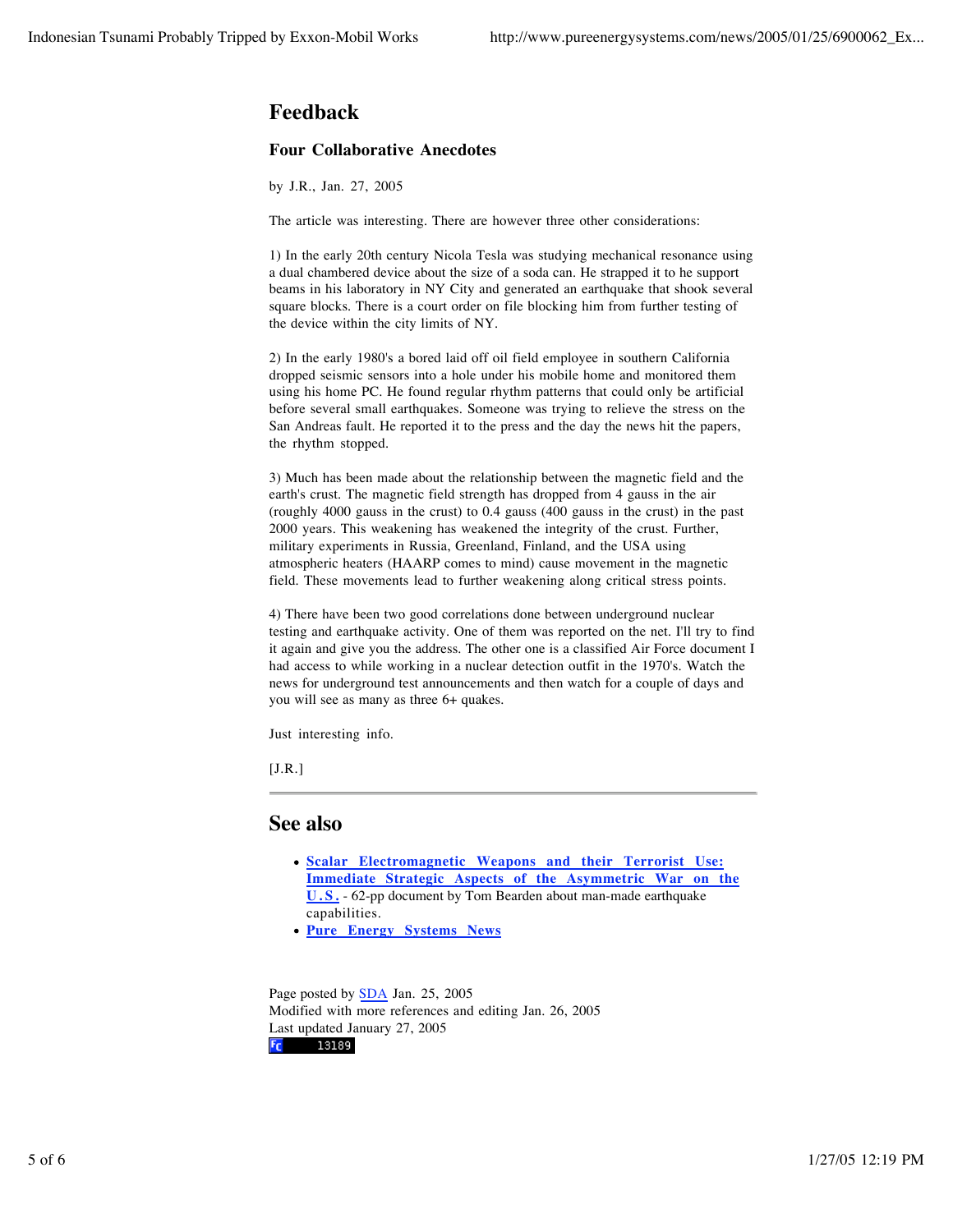## Feedback

### Four Collaborative Anecdotes

by J.R., Jan. 27, 2005

The article was interesting. There are however three other considerations:

1) In the early 20th century Nicola Tesla was studying mechanical resonance using a dual chambered device about the size of a soda can. He strapped it to he support beams in his laboratory in NY City and generated an earthquake that shook several square blocks. There is a court order on file blocking him from further testing of the device within the city limits of NY.

2) In the early 1980's a bored laid off oil field employee in southern California dropped seismic sensors into a hole under his mobile home and monitored them using his home PC. He found regular rhythm patterns that could only be artificial before several small earthquakes. Someone was trying to relieve the stress on the San Andreas fault. He reported it to the press and the day the news hit the papers, the rhythm stopped.

3) Much has been made about the relationship between the magnetic field and the earth's crust. The magnetic field strength has dropped from 4 gauss in the air (roughly 4000 gauss in the crust) to 0.4 gauss (400 gauss in the crust) in the past 2000 years. This weakening has weakened the integrity of the crust. Further, military experiments in Russia, Greenland, Finland, and the USA using atmospheric heaters (HAARP comes to mind) cause movement in the magnetic field. These movements lead to further weakening along critical stress points.

4) There have been two good correlations done between underground nuclear testing and earthquake activity. One of them was reported on the net. I'll try to find it again and give you the address. The other one is a classified Air Force document I had access to while working in a nuclear detection outfit in the 1970's. Watch the news for underground test announcements and then watch for a couple of days and you will see as many as three 6+ quakes.

Just interesting info.

[J.R.]

---

## See also

- **Scalar Electromagnetic Weapons and their Terrorist Use: Immediate Strategic Aspects of the Asymmetric War on the U.S.** - 62-pp document by Tom Bearden about man-made earthquake capabilities.
- **Pure Energy Systems News**

Page posted by SDA Jan. 25, 2005
Modified with more references and editing Jan. 26, 2005
Last updated January 27, 2005
13189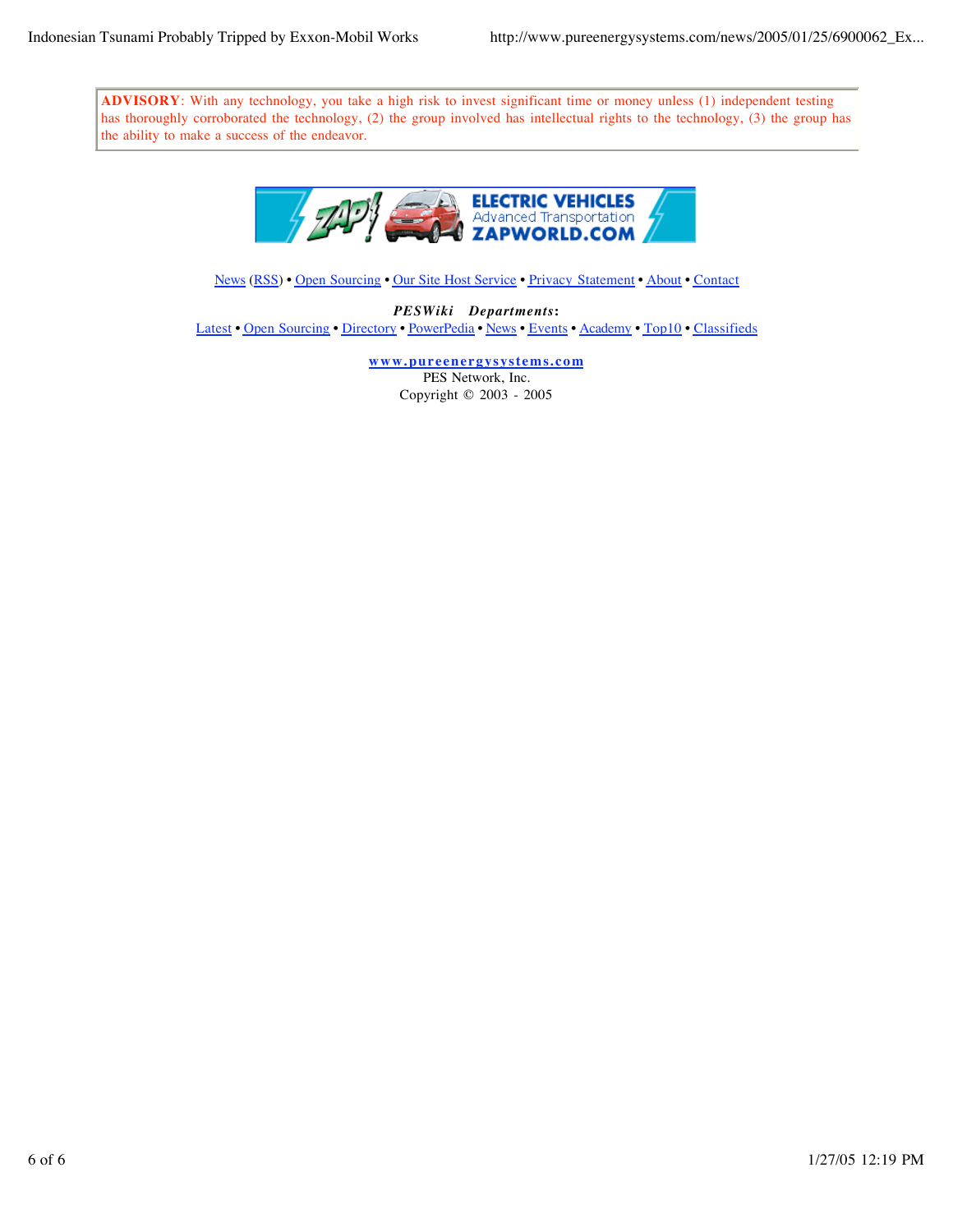**ADVISORY**: With any technology, you take a high risk to invest significant time or money unless (1) independent testing has thoroughly corroborated the technology, (2) the group involved has intellectual rights to the technology, (3) the group has the ability to make a success of the endeavor.

ZAP! ELECTRIC VEHICLES Advanced Transportation ZAPWORLD.COM

News (RSS) • Open Sourcing • Our Site Host Service • Privacy Statement • About • Contact

***PESWiki Departments*:**
Latest • Open Sourcing • Directory • PowerPedia • News • Events • Academy • Top10 • Classifieds

**www.pureenergysystems.com**
PES Network, Inc.
Copyright © 2003 - 2005